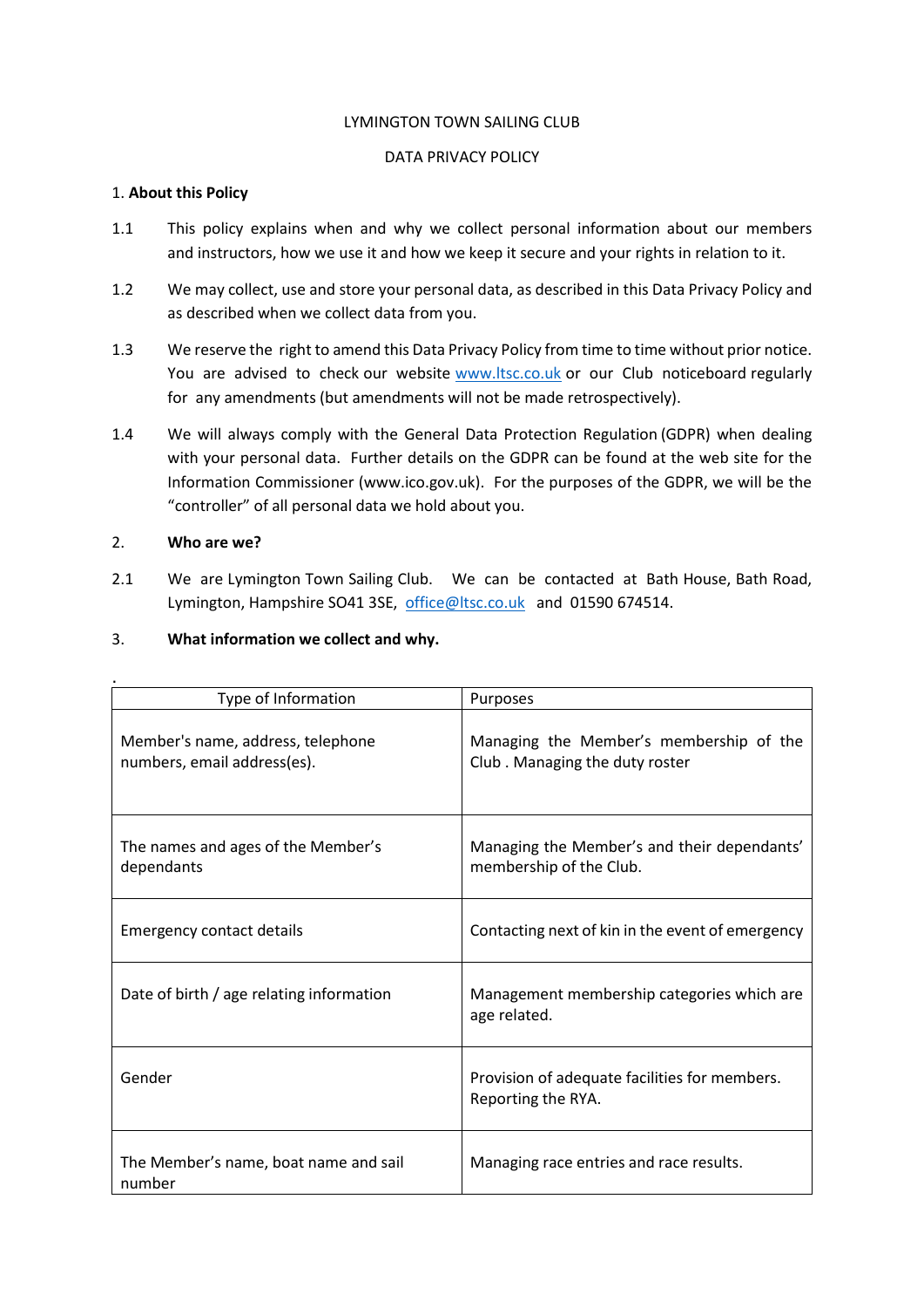LYMINGTON TOWN SAILING CLUB

DATA PRIVACY POLICY

1. **About this Policy**

1.1 This policy explains when and why we collect personal information about our members and instructors, how we use it and how we keep it secure and your rights in relation to it.

1.2 We may collect, use and store your personal data, as described in this Data Privacy Policy and as described when we collect data from you.

1.3 We reserve the right to amend this Data Privacy Policy from time to time without prior notice. You are advised to check our website www.ltsc.co.uk or our Club noticeboard regularly for any amendments (but amendments will not be made retrospectively).

1.4 We will always comply with the General Data Protection Regulation (GDPR) when dealing with your personal data. Further details on the GDPR can be found at the web site for the Information Commissioner (www.ico.gov.uk). For the purposes of the GDPR, we will be the "controller" of all personal data we hold about you.

2. **Who are we?**

2.1 We are Lymington Town Sailing Club. We can be contacted at Bath House, Bath Road, Lymington, Hampshire SO41 3SE, office@ltsc.co.uk and 01590 674514.

3. **What information we collect and why.**

.

| Type of Information | Purposes |
|---|---|
| Member's name, address, telephone numbers, email address(es). | Managing the Member's membership of the Club . Managing the duty roster |
| The names and ages of the Member's dependants | Managing the Member's and their dependants' membership of the Club. |
| Emergency contact details | Contacting next of kin in the event of emergency |
| Date of birth / age relating information | Management membership categories which are age related. |
| Gender | Provision of adequate facilities for members. Reporting the RYA. |
| The Member's name, boat name and sail number | Managing race entries and race results. |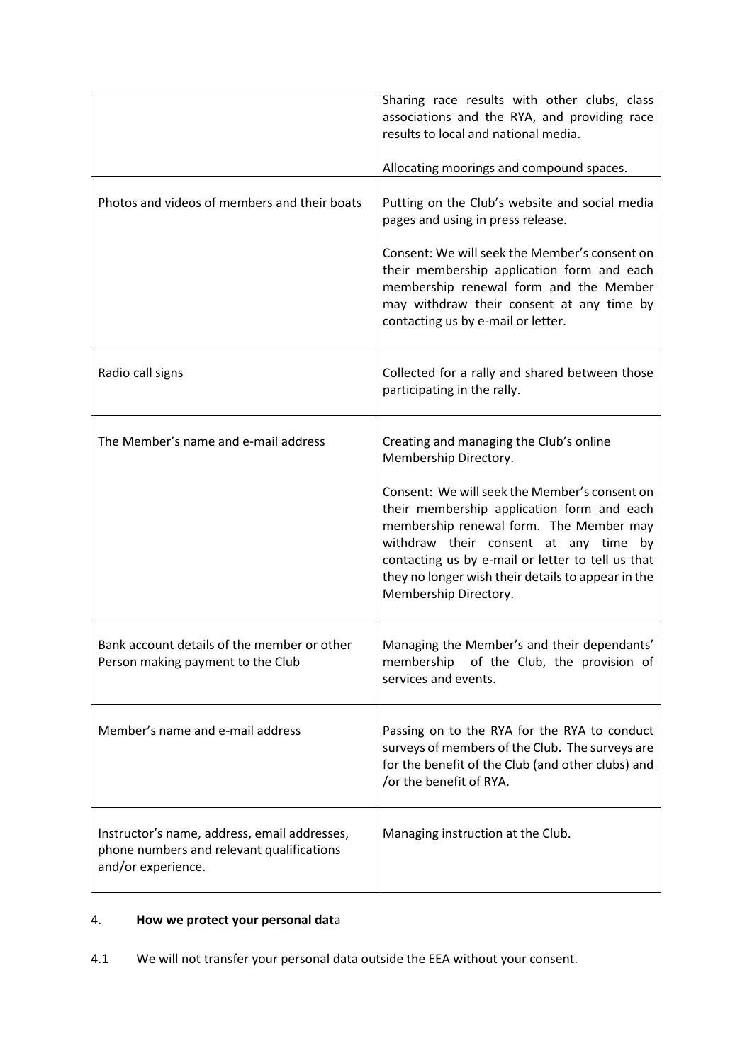| | |
|---|---|
| | Sharing race results with other clubs, class associations and the RYA, and providing race results to local and national media.<br><br>Allocating moorings and compound spaces. |
| Photos and videos of members and their boats | Putting on the Club's website and social media pages and using in press release.<br><br>Consent: We will seek the Member's consent on their membership application form and each membership renewal form and the Member may withdraw their consent at any time by contacting us by e-mail or letter. |
| Radio call signs | Collected for a rally and shared between those participating in the rally. |
| The Member's name and e-mail address | Creating and managing the Club's online Membership Directory.<br><br>Consent: We will seek the Member's consent on their membership application form and each membership renewal form. The Member may withdraw their consent at any time by contacting us by e-mail or letter to tell us that they no longer wish their details to appear in the Membership Directory. |
| Bank account details of the member or other Person making payment to the Club | Managing the Member's and their dependants' membership of the Club, the provision of services and events. |
| Member's name and e-mail address | Passing on to the RYA for the RYA to conduct surveys of members of the Club. The surveys are for the benefit of the Club (and other clubs) and /or the benefit of RYA. |
| Instructor's name, address, email addresses, phone numbers and relevant qualifications and/or experience. | Managing instruction at the Club. |

4. **How we protect your personal dat**a

4.1 We will not transfer your personal data outside the EEA without your consent.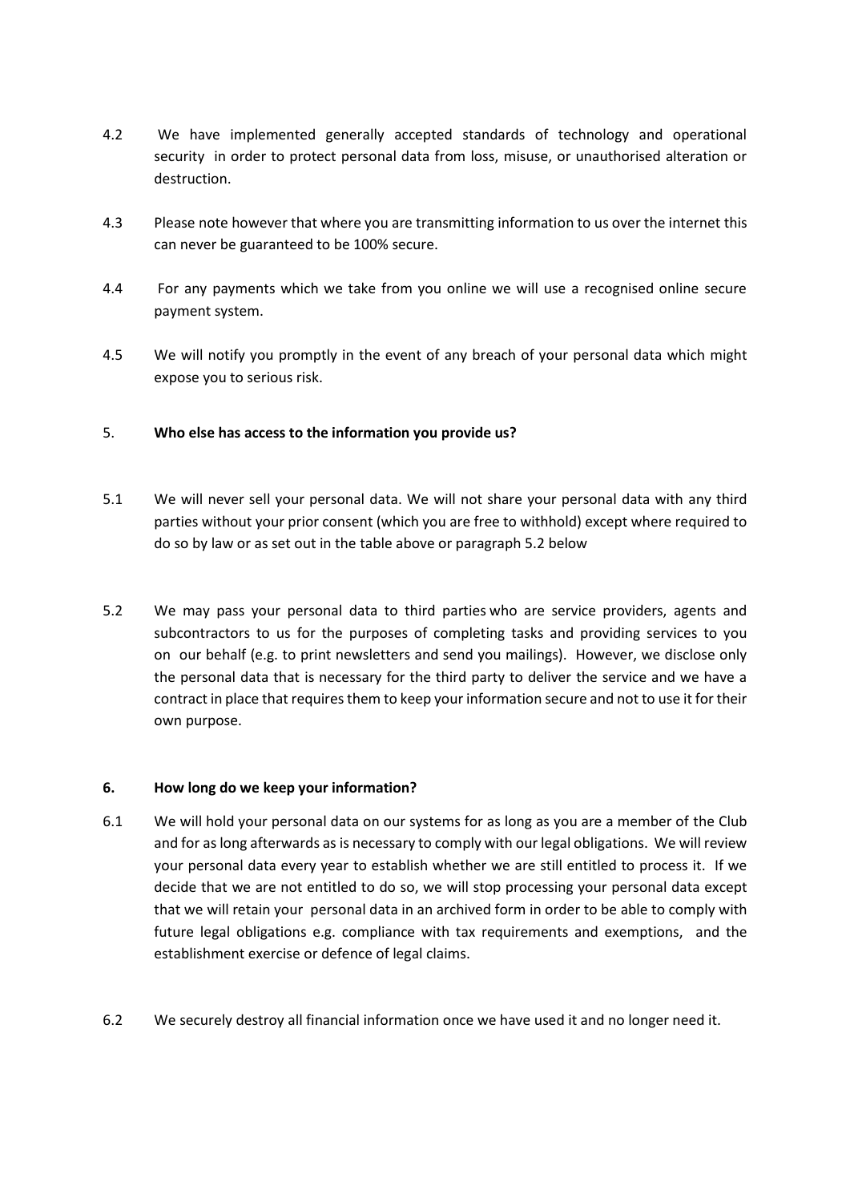4.2 We have implemented generally accepted standards of technology and operational security in order to protect personal data from loss, misuse, or unauthorised alteration or destruction.

4.3 Please note however that where you are transmitting information to us over the internet this can never be guaranteed to be 100% secure.

4.4 For any payments which we take from you online we will use a recognised online secure payment system.

4.5 We will notify you promptly in the event of any breach of your personal data which might expose you to serious risk.

## 5. **Who else has access to the information you provide us?**

5.1 We will never sell your personal data. We will not share your personal data with any third parties without your prior consent (which you are free to withhold) except where required to do so by law or as set out in the table above or paragraph 5.2 below

5.2 We may pass your personal data to third parties who are service providers, agents and subcontractors to us for the purposes of completing tasks and providing services to you on our behalf (e.g. to print newsletters and send you mailings). However, we disclose only the personal data that is necessary for the third party to deliver the service and we have a contract in place that requires them to keep your information secure and not to use it for their own purpose.

## 6. **How long do we keep your information?**

6.1 We will hold your personal data on our systems for as long as you are a member of the Club and for as long afterwards as is necessary to comply with our legal obligations. We will review your personal data every year to establish whether we are still entitled to process it. If we decide that we are not entitled to do so, we will stop processing your personal data except that we will retain your personal data in an archived form in order to be able to comply with future legal obligations e.g. compliance with tax requirements and exemptions, and the establishment exercise or defence of legal claims.

6.2 We securely destroy all financial information once we have used it and no longer need it.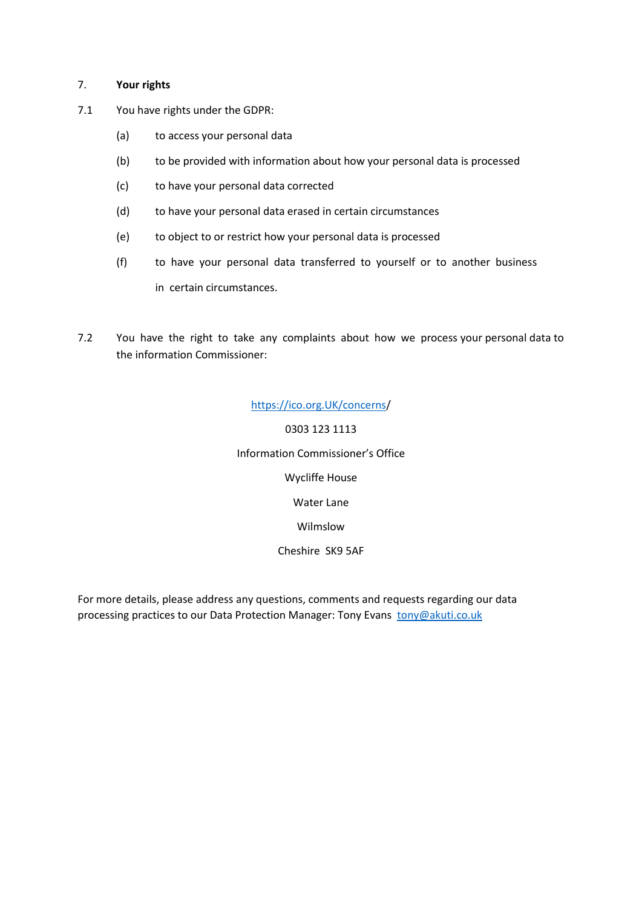## 7. Your rights

7.1 You have rights under the GDPR:

(a) to access your personal data

(b) to be provided with information about how your personal data is processed

(c) to have your personal data corrected

(d) to have your personal data erased in certain circumstances

(e) to object to or restrict how your personal data is processed

(f) to have your personal data transferred to yourself or to another business in certain circumstances.

7.2 You have the right to take any complaints about how we process your personal data to the information Commissioner:

https://ico.org.UK/concerns/

0303 123 1113

Information Commissioner's Office

Wycliffe House

Water Lane

Wilmslow

Cheshire SK9 5AF

For more details, please address any questions, comments and requests regarding our data processing practices to our Data Protection Manager: Tony Evans tony@akuti.co.uk